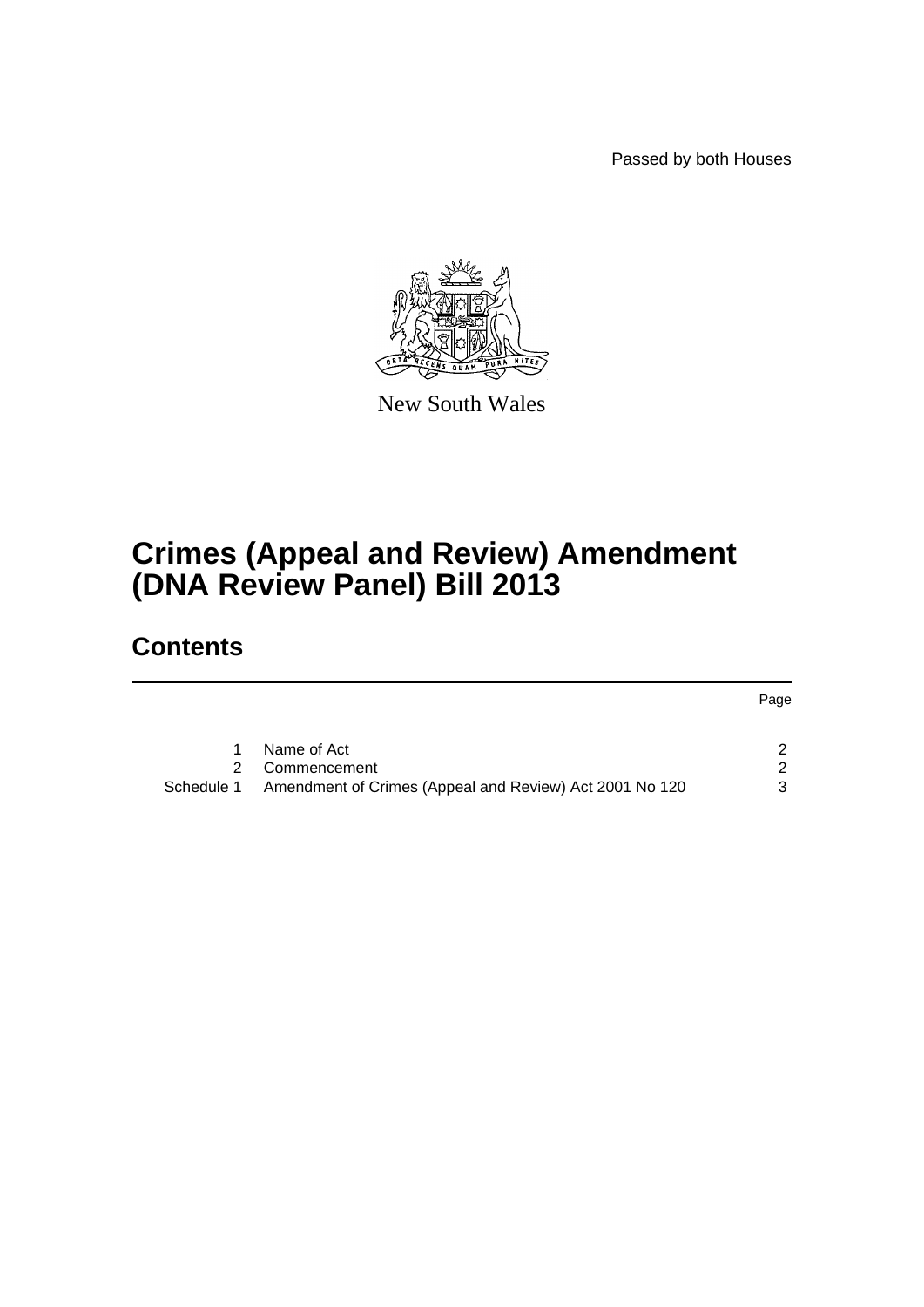Passed by both Houses

New South Wales

# Crimes (Appeal and Review) Amendment (DNA Review Panel) Bill 2013

## Contents

| | | Page |
|---|---|---|
| 1 | Name of Act | 2 |
| 2 | Commencement | 2 |
| Schedule 1 | Amendment of Crimes (Appeal and Review) Act 2001 No 120 | 3 |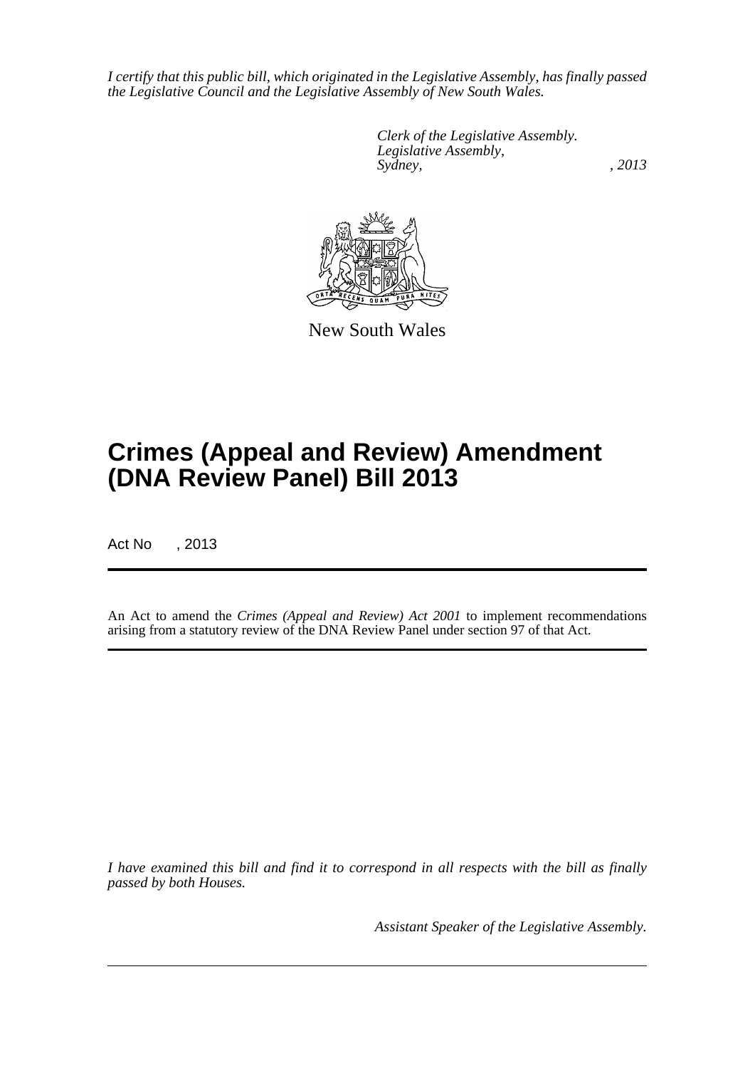*I certify that this public bill, which originated in the Legislative Assembly, has finally passed the Legislative Council and the Legislative Assembly of New South Wales.*

*Clerk of the Legislative Assembly.*
*Legislative Assembly,*
*Sydney, , 2013*

New South Wales

# Crimes (Appeal and Review) Amendment (DNA Review Panel) Bill 2013

Act No , 2013

An Act to amend the *Crimes (Appeal and Review) Act 2001* to implement recommendations arising from a statutory review of the DNA Review Panel under section 97 of that Act.

*I have examined this bill and find it to correspond in all respects with the bill as finally passed by both Houses.*

*Assistant Speaker of the Legislative Assembly.*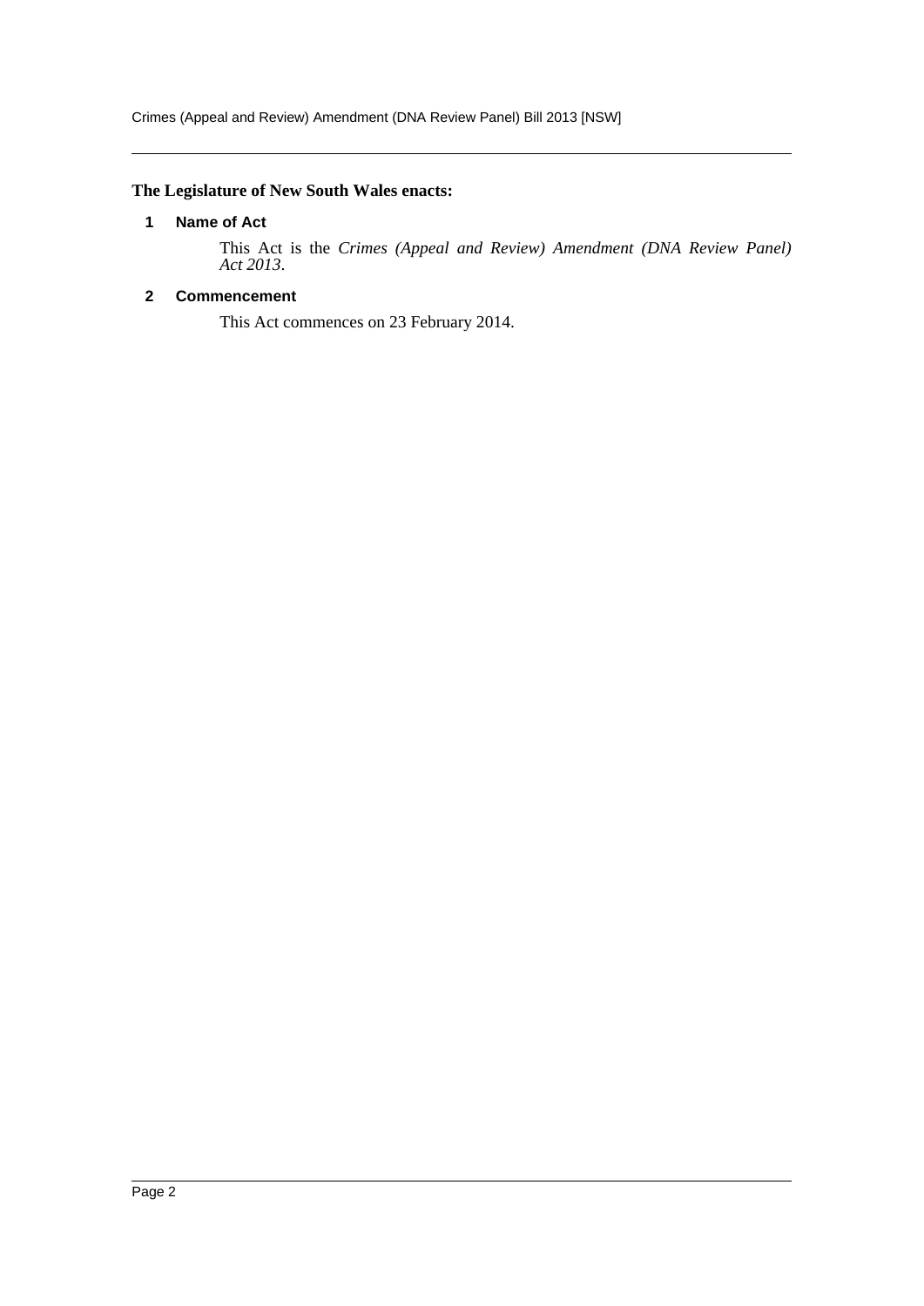**The Legislature of New South Wales enacts:**

## 1 Name of Act

This Act is the *Crimes (Appeal and Review) Amendment (DNA Review Panel) Act 2013*.

## 2 Commencement

This Act commences on 23 February 2014.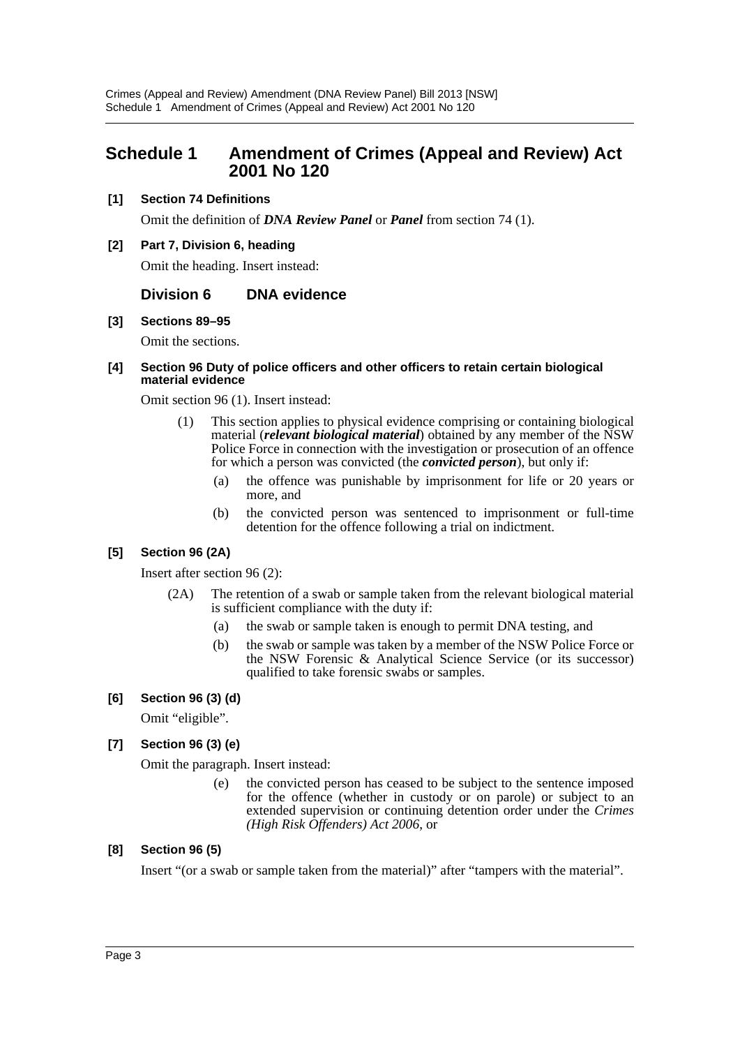# Schedule 1 Amendment of Crimes (Appeal and Review) Act 2001 No 120

**[1] Section 74 Definitions**

Omit the definition of ***DNA Review Panel*** or ***Panel*** from section 74 (1).

**[2] Part 7, Division 6, heading**

Omit the heading. Insert instead:

## Division 6 DNA evidence

**[3] Sections 89–95**

Omit the sections.

**[4] Section 96 Duty of police officers and other officers to retain certain biological material evidence**

Omit section 96 (1). Insert instead:

(1) This section applies to physical evidence comprising or containing biological material (***relevant biological material***) obtained by any member of the NSW Police Force in connection with the investigation or prosecution of an offence for which a person was convicted (the ***convicted person***), but only if:

(a) the offence was punishable by imprisonment for life or 20 years or more, and

(b) the convicted person was sentenced to imprisonment or full-time detention for the offence following a trial on indictment.

**[5] Section 96 (2A)**

Insert after section 96 (2):

(2A) The retention of a swab or sample taken from the relevant biological material is sufficient compliance with the duty if:

(a) the swab or sample taken is enough to permit DNA testing, and

(b) the swab or sample was taken by a member of the NSW Police Force or the NSW Forensic & Analytical Science Service (or its successor) qualified to take forensic swabs or samples.

**[6] Section 96 (3) (d)**

Omit "eligible".

**[7] Section 96 (3) (e)**

Omit the paragraph. Insert instead:

(e) the convicted person has ceased to be subject to the sentence imposed for the offence (whether in custody or on parole) or subject to an extended supervision or continuing detention order under the *Crimes (High Risk Offenders) Act 2006*, or

**[8] Section 96 (5)**

Insert "(or a swab or sample taken from the material)" after "tampers with the material".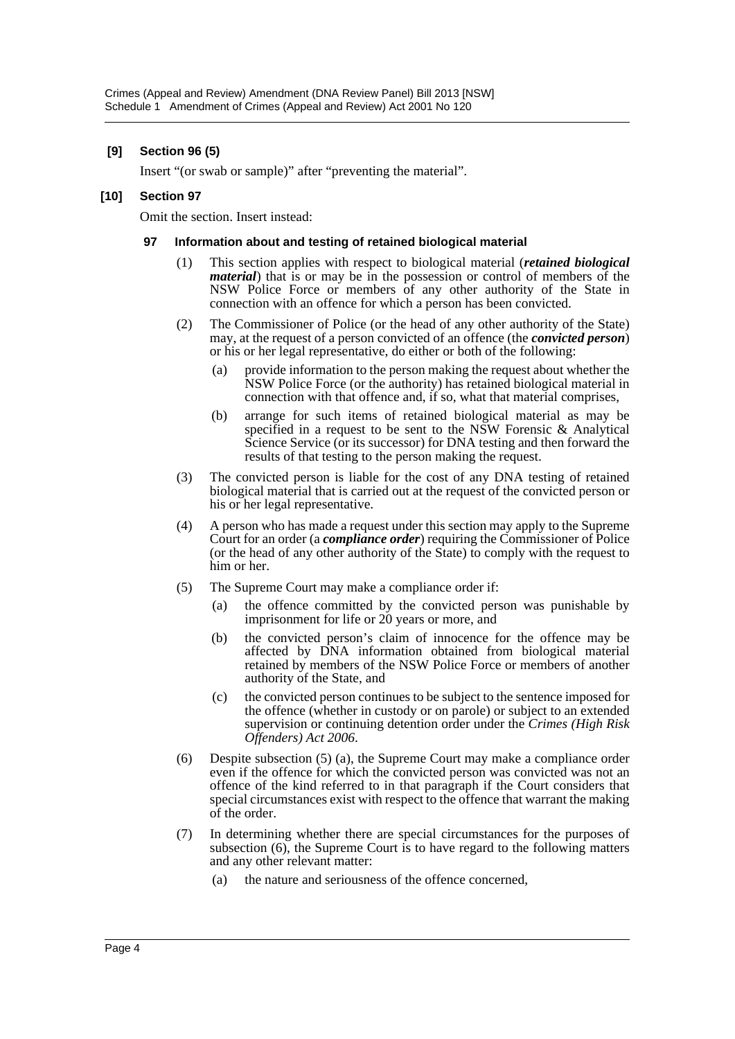**[9] Section 96 (5)**

Insert "(or swab or sample)" after "preventing the material".

**[10] Section 97**

Omit the section. Insert instead:

**97 Information about and testing of retained biological material**

(1) This section applies with respect to biological material (***retained biological material***) that is or may be in the possession or control of members of the NSW Police Force or members of any other authority of the State in connection with an offence for which a person has been convicted.

(2) The Commissioner of Police (or the head of any other authority of the State) may, at the request of a person convicted of an offence (the ***convicted person***) or his or her legal representative, do either or both of the following:

(a) provide information to the person making the request about whether the NSW Police Force (or the authority) has retained biological material in connection with that offence and, if so, what that material comprises,

(b) arrange for such items of retained biological material as may be specified in a request to be sent to the NSW Forensic & Analytical Science Service (or its successor) for DNA testing and then forward the results of that testing to the person making the request.

(3) The convicted person is liable for the cost of any DNA testing of retained biological material that is carried out at the request of the convicted person or his or her legal representative.

(4) A person who has made a request under this section may apply to the Supreme Court for an order (a ***compliance order***) requiring the Commissioner of Police (or the head of any other authority of the State) to comply with the request to him or her.

(5) The Supreme Court may make a compliance order if:

(a) the offence committed by the convicted person was punishable by imprisonment for life or 20 years or more, and

(b) the convicted person's claim of innocence for the offence may be affected by DNA information obtained from biological material retained by members of the NSW Police Force or members of another authority of the State, and

(c) the convicted person continues to be subject to the sentence imposed for the offence (whether in custody or on parole) or subject to an extended supervision or continuing detention order under the *Crimes (High Risk Offenders) Act 2006*.

(6) Despite subsection (5) (a), the Supreme Court may make a compliance order even if the offence for which the convicted person was convicted was not an offence of the kind referred to in that paragraph if the Court considers that special circumstances exist with respect to the offence that warrant the making of the order.

(7) In determining whether there are special circumstances for the purposes of subsection (6), the Supreme Court is to have regard to the following matters and any other relevant matter:

(a) the nature and seriousness of the offence concerned,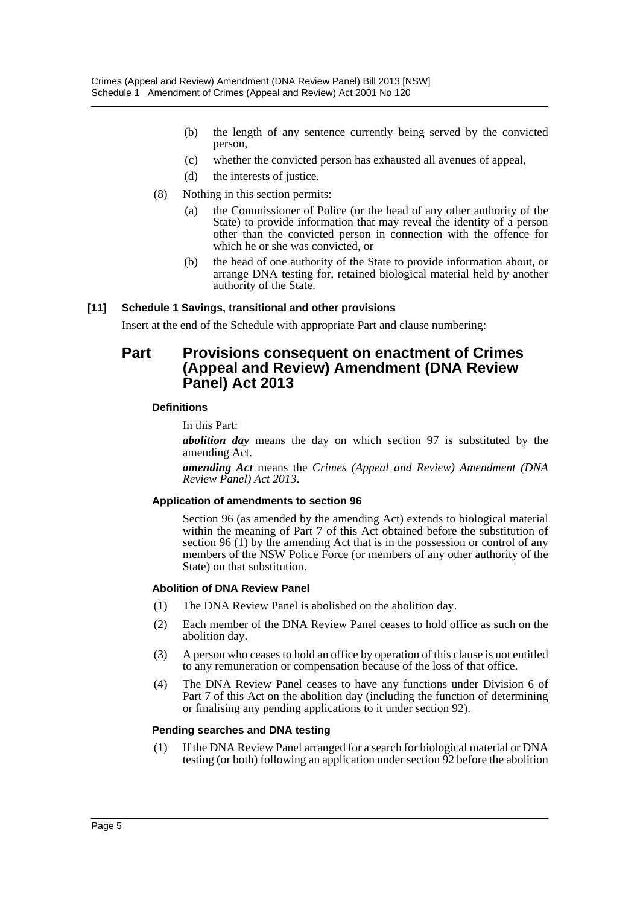(b) the length of any sentence currently being served by the convicted person,

(c) whether the convicted person has exhausted all avenues of appeal,

(d) the interests of justice.

(8) Nothing in this section permits:

(a) the Commissioner of Police (or the head of any other authority of the State) to provide information that may reveal the identity of a person other than the convicted person in connection with the offence for which he or she was convicted, or

(b) the head of one authority of the State to provide information about, or arrange DNA testing for, retained biological material held by another authority of the State.

**[11] Schedule 1 Savings, transitional and other provisions**

Insert at the end of the Schedule with appropriate Part and clause numbering:

## Part Provisions consequent on enactment of Crimes (Appeal and Review) Amendment (DNA Review Panel) Act 2013

#### Definitions

In this Part:

***abolition day*** means the day on which section 97 is substituted by the amending Act.

***amending Act*** means the *Crimes (Appeal and Review) Amendment (DNA Review Panel) Act 2013*.

#### Application of amendments to section 96

Section 96 (as amended by the amending Act) extends to biological material within the meaning of Part 7 of this Act obtained before the substitution of section 96 (1) by the amending Act that is in the possession or control of any members of the NSW Police Force (or members of any other authority of the State) on that substitution.

#### Abolition of DNA Review Panel

(1) The DNA Review Panel is abolished on the abolition day.

(2) Each member of the DNA Review Panel ceases to hold office as such on the abolition day.

(3) A person who ceases to hold an office by operation of this clause is not entitled to any remuneration or compensation because of the loss of that office.

(4) The DNA Review Panel ceases to have any functions under Division 6 of Part 7 of this Act on the abolition day (including the function of determining or finalising any pending applications to it under section 92).

#### Pending searches and DNA testing

(1) If the DNA Review Panel arranged for a search for biological material or DNA testing (or both) following an application under section 92 before the abolition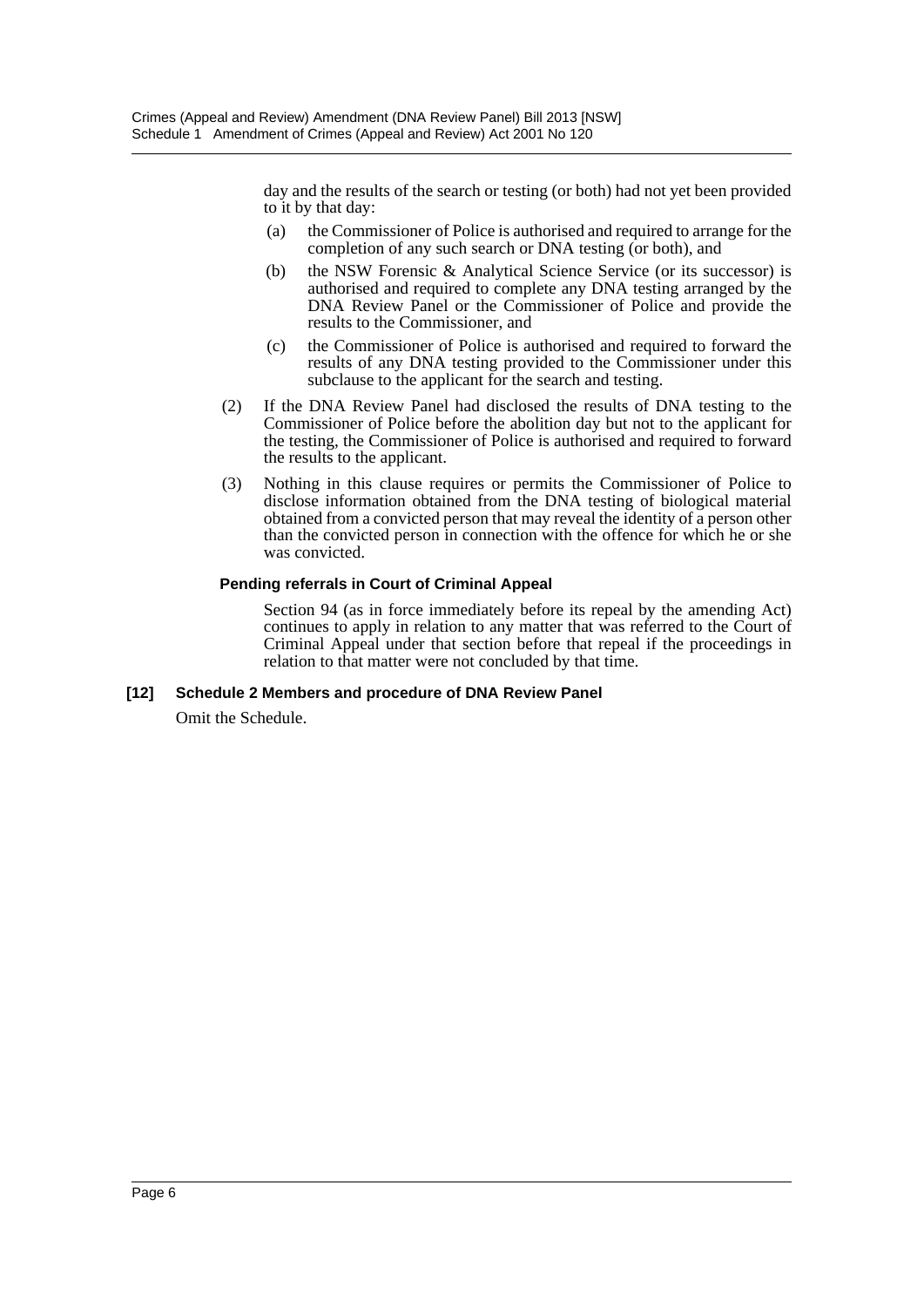day and the results of the search or testing (or both) had not yet been provided to it by that day:

(a) the Commissioner of Police is authorised and required to arrange for the completion of any such search or DNA testing (or both), and

(b) the NSW Forensic & Analytical Science Service (or its successor) is authorised and required to complete any DNA testing arranged by the DNA Review Panel or the Commissioner of Police and provide the results to the Commissioner, and

(c) the Commissioner of Police is authorised and required to forward the results of any DNA testing provided to the Commissioner under this subclause to the applicant for the search and testing.

(2) If the DNA Review Panel had disclosed the results of DNA testing to the Commissioner of Police before the abolition day but not to the applicant for the testing, the Commissioner of Police is authorised and required to forward the results to the applicant.

(3) Nothing in this clause requires or permits the Commissioner of Police to disclose information obtained from the DNA testing of biological material obtained from a convicted person that may reveal the identity of a person other than the convicted person in connection with the offence for which he or she was convicted.

**Pending referrals in Court of Criminal Appeal**

Section 94 (as in force immediately before its repeal by the amending Act) continues to apply in relation to any matter that was referred to the Court of Criminal Appeal under that section before that repeal if the proceedings in relation to that matter were not concluded by that time.

**[12] Schedule 2 Members and procedure of DNA Review Panel**

Omit the Schedule.